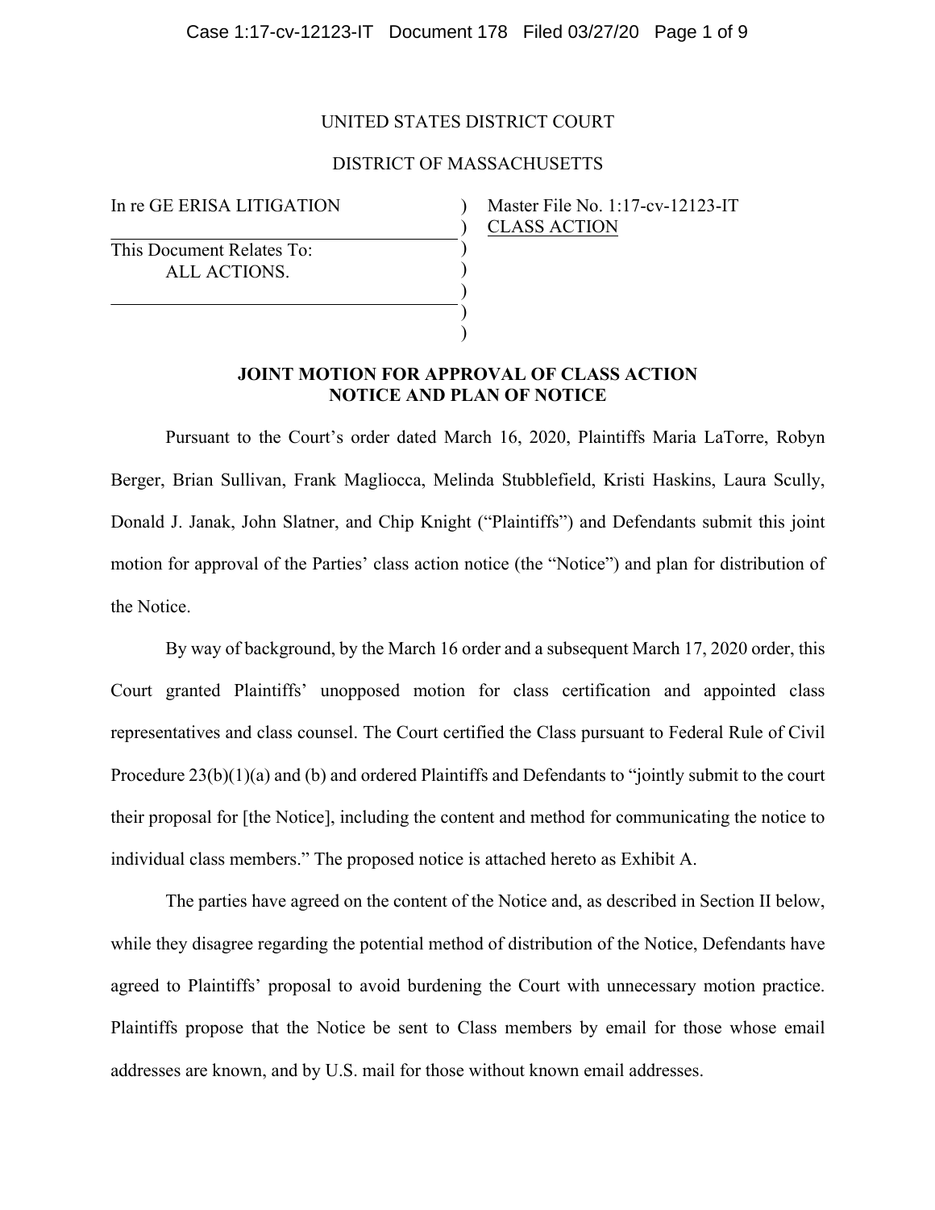UNITED STATES DISTRICT COURT

DISTRICT OF MASSACHUSETTS

| | | |
|---|---|---|
| In re GE ERISA LITIGATION | ) | Master File No. 1:17-cv-12123-IT |
| | ) | CLASS ACTION |
| This Document Relates To: | ) | |
| ALL ACTIONS. | ) | |
| | ) | |
| | ) | |
| | ) | |

**JOINT MOTION FOR APPROVAL OF CLASS ACTION NOTICE AND PLAN OF NOTICE**

Pursuant to the Court's order dated March 16, 2020, Plaintiffs Maria LaTorre, Robyn Berger, Brian Sullivan, Frank Magliocca, Melinda Stubblefield, Kristi Haskins, Laura Scully, Donald J. Janak, John Slatner, and Chip Knight ("Plaintiffs") and Defendants submit this joint motion for approval of the Parties' class action notice (the "Notice") and plan for distribution of the Notice.

By way of background, by the March 16 order and a subsequent March 17, 2020 order, this Court granted Plaintiffs' unopposed motion for class certification and appointed class representatives and class counsel. The Court certified the Class pursuant to Federal Rule of Civil Procedure 23(b)(1)(a) and (b) and ordered Plaintiffs and Defendants to "jointly submit to the court their proposal for [the Notice], including the content and method for communicating the notice to individual class members." The proposed notice is attached hereto as Exhibit A.

The parties have agreed on the content of the Notice and, as described in Section II below, while they disagree regarding the potential method of distribution of the Notice, Defendants have agreed to Plaintiffs' proposal to avoid burdening the Court with unnecessary motion practice. Plaintiffs propose that the Notice be sent to Class members by email for those whose email addresses are known, and by U.S. mail for those without known email addresses.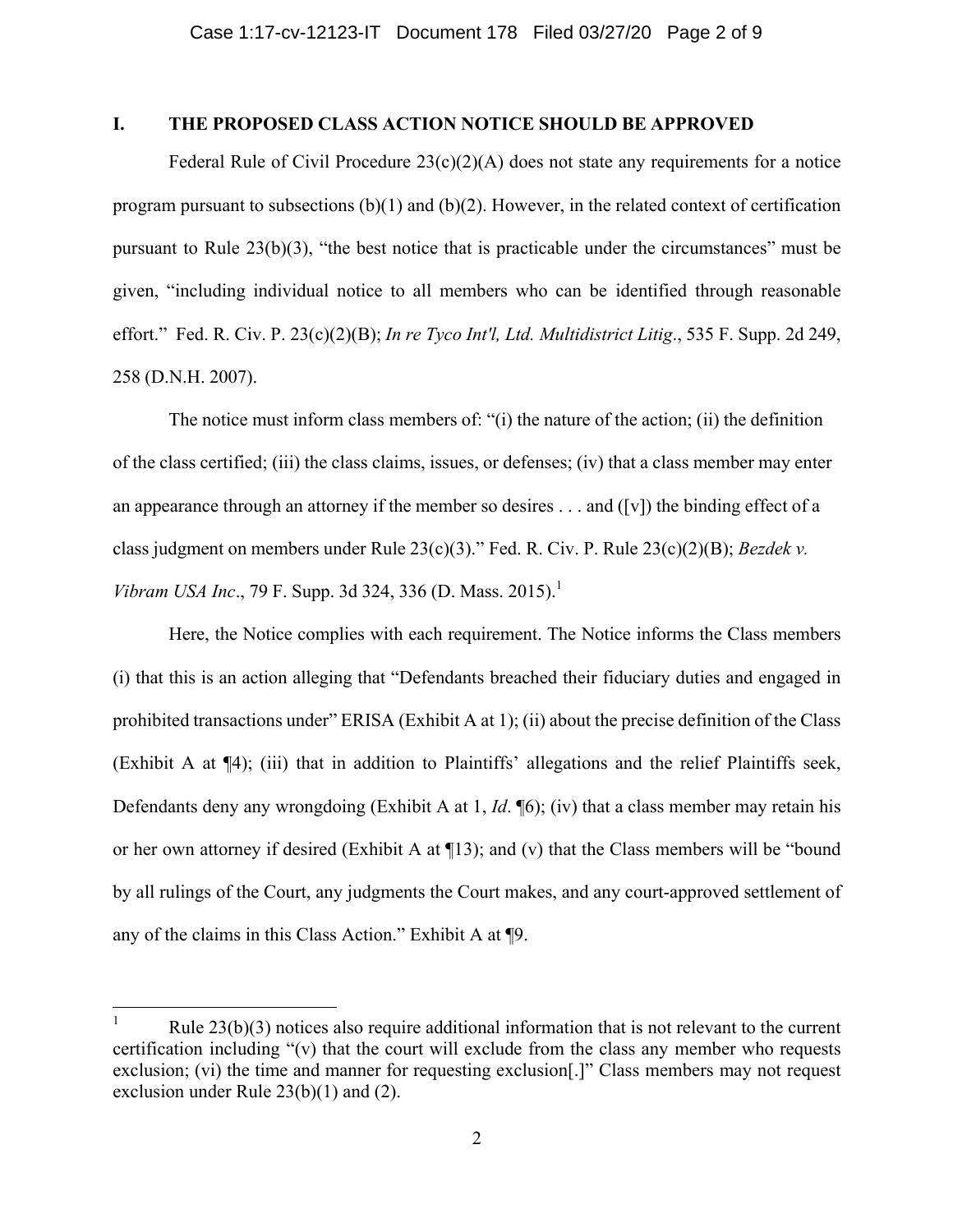## I. THE PROPOSED CLASS ACTION NOTICE SHOULD BE APPROVED

Federal Rule of Civil Procedure 23(c)(2)(A) does not state any requirements for a notice program pursuant to subsections (b)(1) and (b)(2). However, in the related context of certification pursuant to Rule 23(b)(3), "the best notice that is practicable under the circumstances" must be given, "including individual notice to all members who can be identified through reasonable effort." Fed. R. Civ. P. 23(c)(2)(B); *In re Tyco Int'l, Ltd. Multidistrict Litig*., 535 F. Supp. 2d 249, 258 (D.N.H. 2007).

The notice must inform class members of: "(i) the nature of the action; (ii) the definition of the class certified; (iii) the class claims, issues, or defenses; (iv) that a class member may enter an appearance through an attorney if the member so desires . . . and ([v]) the binding effect of a class judgment on members under Rule 23(c)(3)." Fed. R. Civ. P. Rule 23(c)(2)(B); *Bezdek v. Vibram USA Inc*., 79 F. Supp. 3d 324, 336 (D. Mass. 2015).[1]

Here, the Notice complies with each requirement. The Notice informs the Class members (i) that this is an action alleging that "Defendants breached their fiduciary duties and engaged in prohibited transactions under" ERISA (Exhibit A at 1); (ii) about the precise definition of the Class (Exhibit A at ¶4); (iii) that in addition to Plaintiffs' allegations and the relief Plaintiffs seek, Defendants deny any wrongdoing (Exhibit A at 1, *Id*. ¶6); (iv) that a class member may retain his or her own attorney if desired (Exhibit A at ¶13); and (v) that the Class members will be "bound by all rulings of the Court, any judgments the Court makes, and any court-approved settlement of any of the claims in this Class Action." Exhibit A at ¶9.

---

[1] Rule 23(b)(3) notices also require additional information that is not relevant to the current certification including "(v) that the court will exclude from the class any member who requests exclusion; (vi) the time and manner for requesting exclusion[.]" Class members may not request exclusion under Rule 23(b)(1) and (2).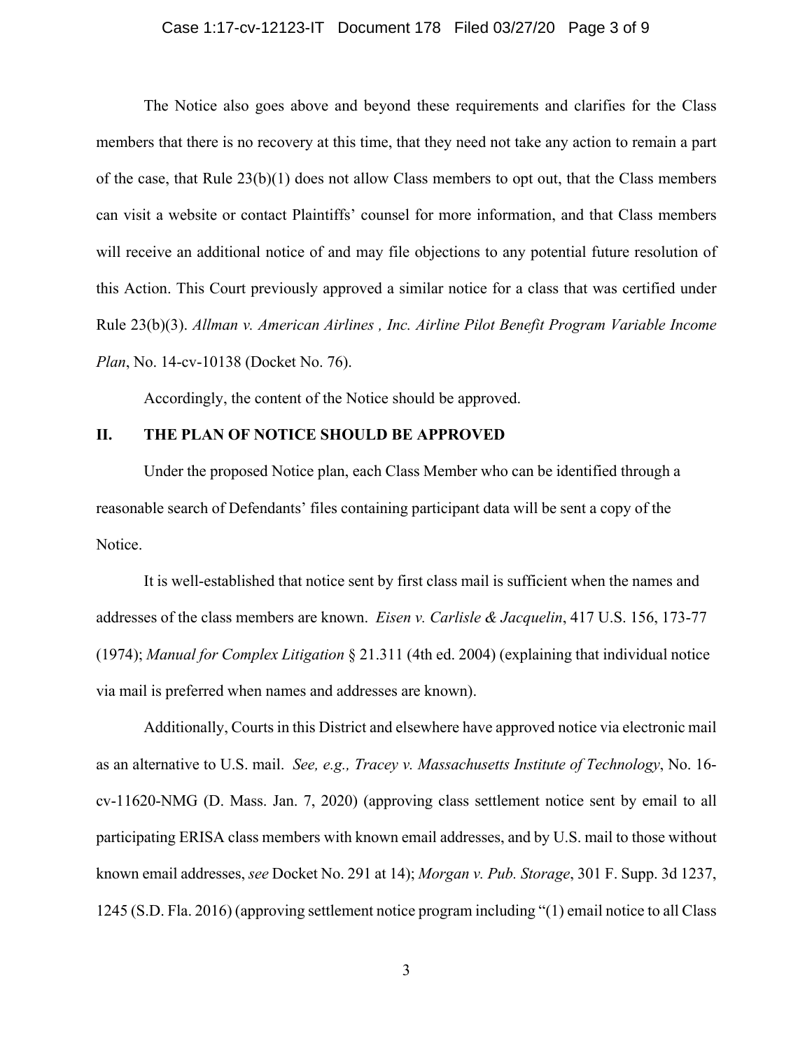The Notice also goes above and beyond these requirements and clarifies for the Class members that there is no recovery at this time, that they need not take any action to remain a part of the case, that Rule 23(b)(1) does not allow Class members to opt out, that the Class members can visit a website or contact Plaintiffs' counsel for more information, and that Class members will receive an additional notice of and may file objections to any potential future resolution of this Action. This Court previously approved a similar notice for a class that was certified under Rule 23(b)(3). *Allman v. American Airlines , Inc. Airline Pilot Benefit Program Variable Income Plan*, No. 14-cv-10138 (Docket No. 76).

Accordingly, the content of the Notice should be approved.

## II. THE PLAN OF NOTICE SHOULD BE APPROVED

Under the proposed Notice plan, each Class Member who can be identified through a reasonable search of Defendants' files containing participant data will be sent a copy of the Notice.

It is well-established that notice sent by first class mail is sufficient when the names and addresses of the class members are known. *Eisen v. Carlisle & Jacquelin*, 417 U.S. 156, 173-77 (1974); *Manual for Complex Litigation* § 21.311 (4th ed. 2004) (explaining that individual notice via mail is preferred when names and addresses are known).

Additionally, Courts in this District and elsewhere have approved notice via electronic mail as an alternative to U.S. mail. *See, e.g., Tracey v. Massachusetts Institute of Technology*, No. 16-cv-11620-NMG (D. Mass. Jan. 7, 2020) (approving class settlement notice sent by email to all participating ERISA class members with known email addresses, and by U.S. mail to those without known email addresses, *see* Docket No. 291 at 14); *Morgan v. Pub. Storage*, 301 F. Supp. 3d 1237, 1245 (S.D. Fla. 2016) (approving settlement notice program including "(1) email notice to all Class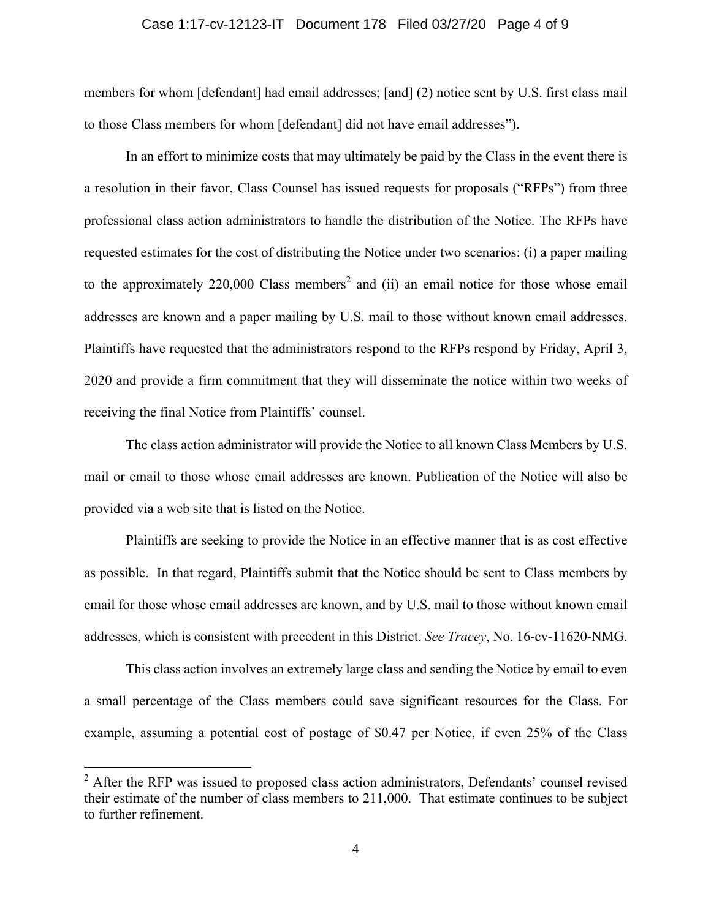members for whom [defendant] had email addresses; [and] (2) notice sent by U.S. first class mail to those Class members for whom [defendant] did not have email addresses").

In an effort to minimize costs that may ultimately be paid by the Class in the event there is a resolution in their favor, Class Counsel has issued requests for proposals ("RFPs") from three professional class action administrators to handle the distribution of the Notice. The RFPs have requested estimates for the cost of distributing the Notice under two scenarios: (i) a paper mailing to the approximately 220,000 Class members[2] and (ii) an email notice for those whose email addresses are known and a paper mailing by U.S. mail to those without known email addresses. Plaintiffs have requested that the administrators respond to the RFPs respond by Friday, April 3, 2020 and provide a firm commitment that they will disseminate the notice within two weeks of receiving the final Notice from Plaintiffs' counsel.

The class action administrator will provide the Notice to all known Class Members by U.S. mail or email to those whose email addresses are known. Publication of the Notice will also be provided via a web site that is listed on the Notice.

Plaintiffs are seeking to provide the Notice in an effective manner that is as cost effective as possible. In that regard, Plaintiffs submit that the Notice should be sent to Class members by email for those whose email addresses are known, and by U.S. mail to those without known email addresses, which is consistent with precedent in this District. *See Tracey*, No. 16-cv-11620-NMG.

This class action involves an extremely large class and sending the Notice by email to even a small percentage of the Class members could save significant resources for the Class. For example, assuming a potential cost of postage of $0.47 per Notice, if even 25% of the Class

[2] After the RFP was issued to proposed class action administrators, Defendants' counsel revised their estimate of the number of class members to 211,000. That estimate continues to be subject to further refinement.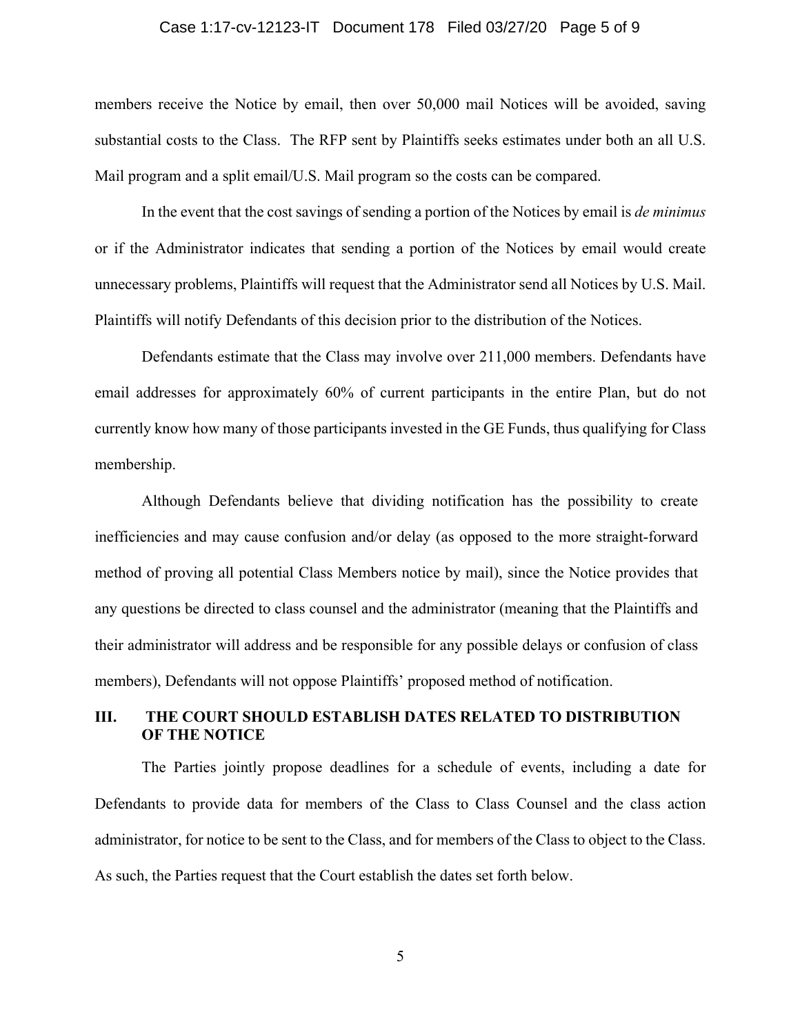members receive the Notice by email, then over 50,000 mail Notices will be avoided, saving substantial costs to the Class. The RFP sent by Plaintiffs seeks estimates under both an all U.S. Mail program and a split email/U.S. Mail program so the costs can be compared.

In the event that the cost savings of sending a portion of the Notices by email is *de minimus* or if the Administrator indicates that sending a portion of the Notices by email would create unnecessary problems, Plaintiffs will request that the Administrator send all Notices by U.S. Mail. Plaintiffs will notify Defendants of this decision prior to the distribution of the Notices.

Defendants estimate that the Class may involve over 211,000 members. Defendants have email addresses for approximately 60% of current participants in the entire Plan, but do not currently know how many of those participants invested in the GE Funds, thus qualifying for Class membership.

Although Defendants believe that dividing notification has the possibility to create inefficiencies and may cause confusion and/or delay (as opposed to the more straight-forward method of proving all potential Class Members notice by mail), since the Notice provides that any questions be directed to class counsel and the administrator (meaning that the Plaintiffs and their administrator will address and be responsible for any possible delays or confusion of class members), Defendants will not oppose Plaintiffs' proposed method of notification.

## III. THE COURT SHOULD ESTABLISH DATES RELATED TO DISTRIBUTION OF THE NOTICE

The Parties jointly propose deadlines for a schedule of events, including a date for Defendants to provide data for members of the Class to Class Counsel and the class action administrator, for notice to be sent to the Class, and for members of the Class to object to the Class. As such, the Parties request that the Court establish the dates set forth below.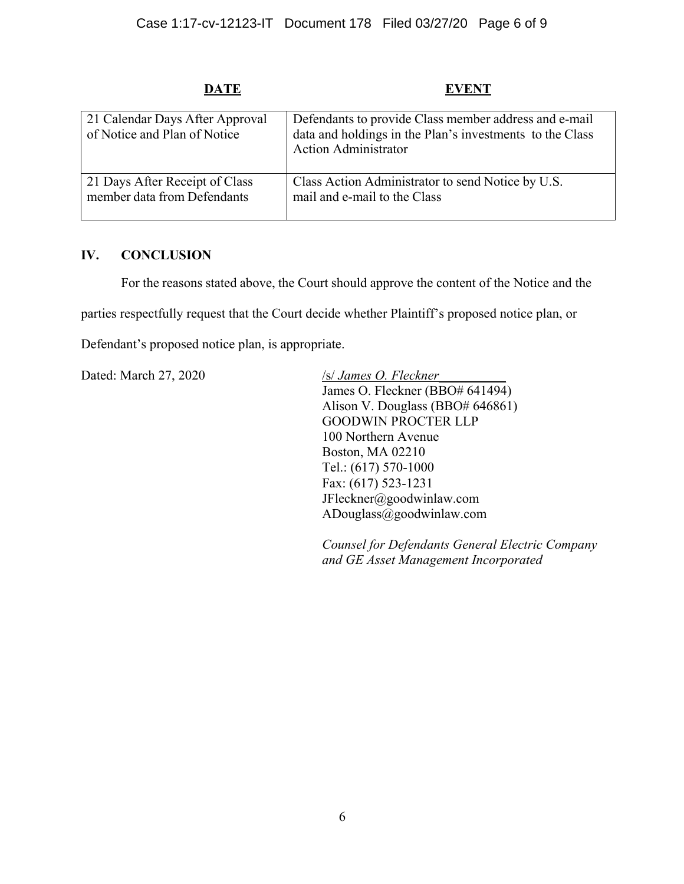| DATE | EVENT |
|---|---|
| 21 Calendar Days After Approval of Notice and Plan of Notice | Defendants to provide Class member address and e-mail data and holdings in the Plan's investments to the Class Action Administrator |
| 21 Days After Receipt of Class member data from Defendants | Class Action Administrator to send Notice by U.S. mail and e-mail to the Class |

## IV. CONCLUSION

For the reasons stated above, the Court should approve the content of the Notice and the parties respectfully request that the Court decide whether Plaintiff's proposed notice plan, or Defendant's proposed notice plan, is appropriate.

Dated: March 27, 2020

/s/ *James O. Fleckner*
James O. Fleckner (BBO# 641494)
Alison V. Douglass (BBO# 646861)
GOODWIN PROCTER LLP
100 Northern Avenue
Boston, MA 02210
Tel.: (617) 570-1000
Fax: (617) 523-1231
JFleckner@goodwinlaw.com
ADouglass@goodwinlaw.com

*Counsel for Defendants General Electric Company and GE Asset Management Incorporated*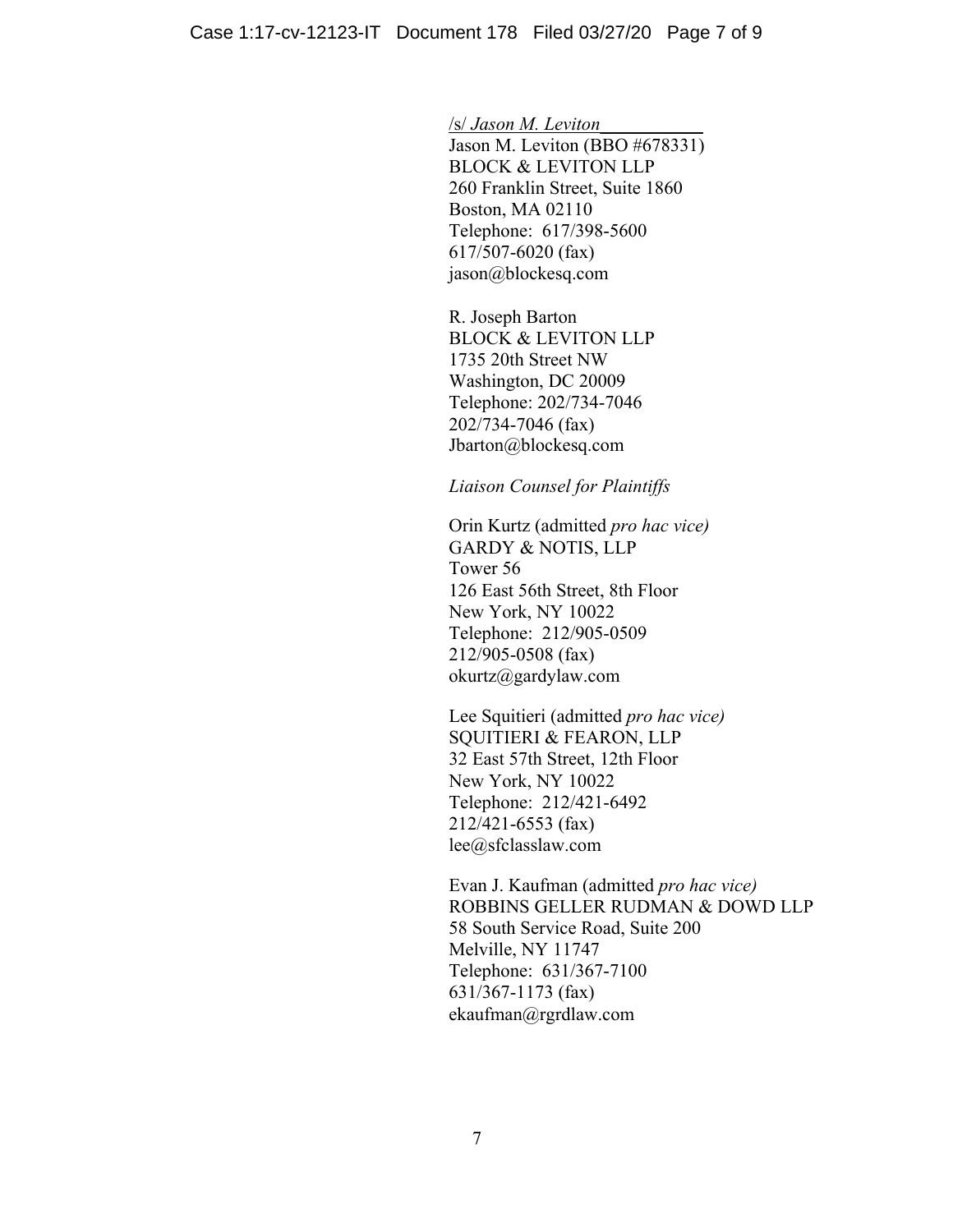/s/ *Jason M. Leviton*\_\_\_\_\_\_\_\_\_\_\_
Jason M. Leviton (BBO #678331)
BLOCK & LEVITON LLP
260 Franklin Street, Suite 1860
Boston, MA 02110
Telephone: 617/398-5600
617/507-6020 (fax)
jason@blockesq.com

R. Joseph Barton
BLOCK & LEVITON LLP
1735 20th Street NW
Washington, DC 20009
Telephone: 202/734-7046
202/734-7046 (fax)
Jbarton@blockesq.com

*Liaison Counsel for Plaintiffs*

Orin Kurtz (admitted *pro hac vice)*
GARDY & NOTIS, LLP
Tower 56
126 East 56th Street, 8th Floor
New York, NY 10022
Telephone: 212/905-0509
212/905-0508 (fax)
okurtz@gardylaw.com

Lee Squitieri (admitted *pro hac vice)*
SQUITIERI & FEARON, LLP
32 East 57th Street, 12th Floor
New York, NY 10022
Telephone: 212/421-6492
212/421-6553 (fax)
lee@sfclasslaw.com

Evan J. Kaufman (admitted *pro hac vice)*
ROBBINS GELLER RUDMAN & DOWD LLP
58 South Service Road, Suite 200
Melville, NY 11747
Telephone: 631/367-7100
631/367-1173 (fax)
ekaufman@rgrdlaw.com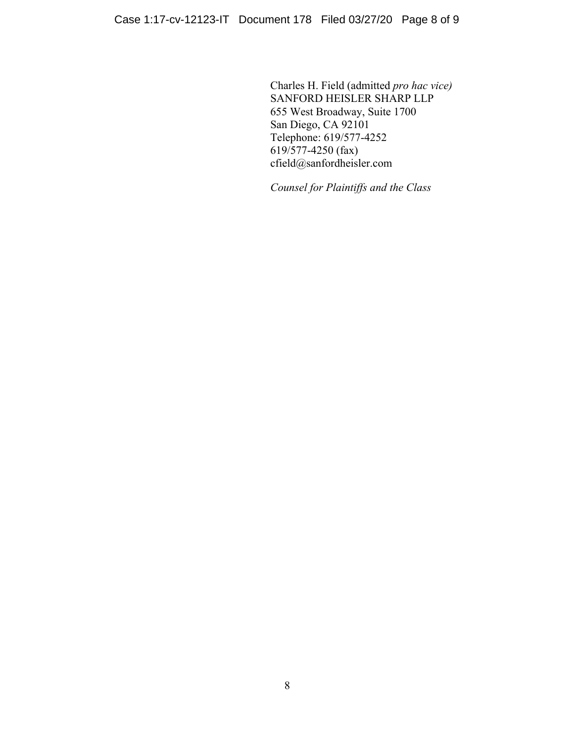Charles H. Field (admitted *pro hac vice)*
SANFORD HEISLER SHARP LLP
655 West Broadway, Suite 1700
San Diego, CA 92101
Telephone: 619/577-4252
619/577-4250 (fax)
cfield@sanfordheisler.com

*Counsel for Plaintiffs and the Class*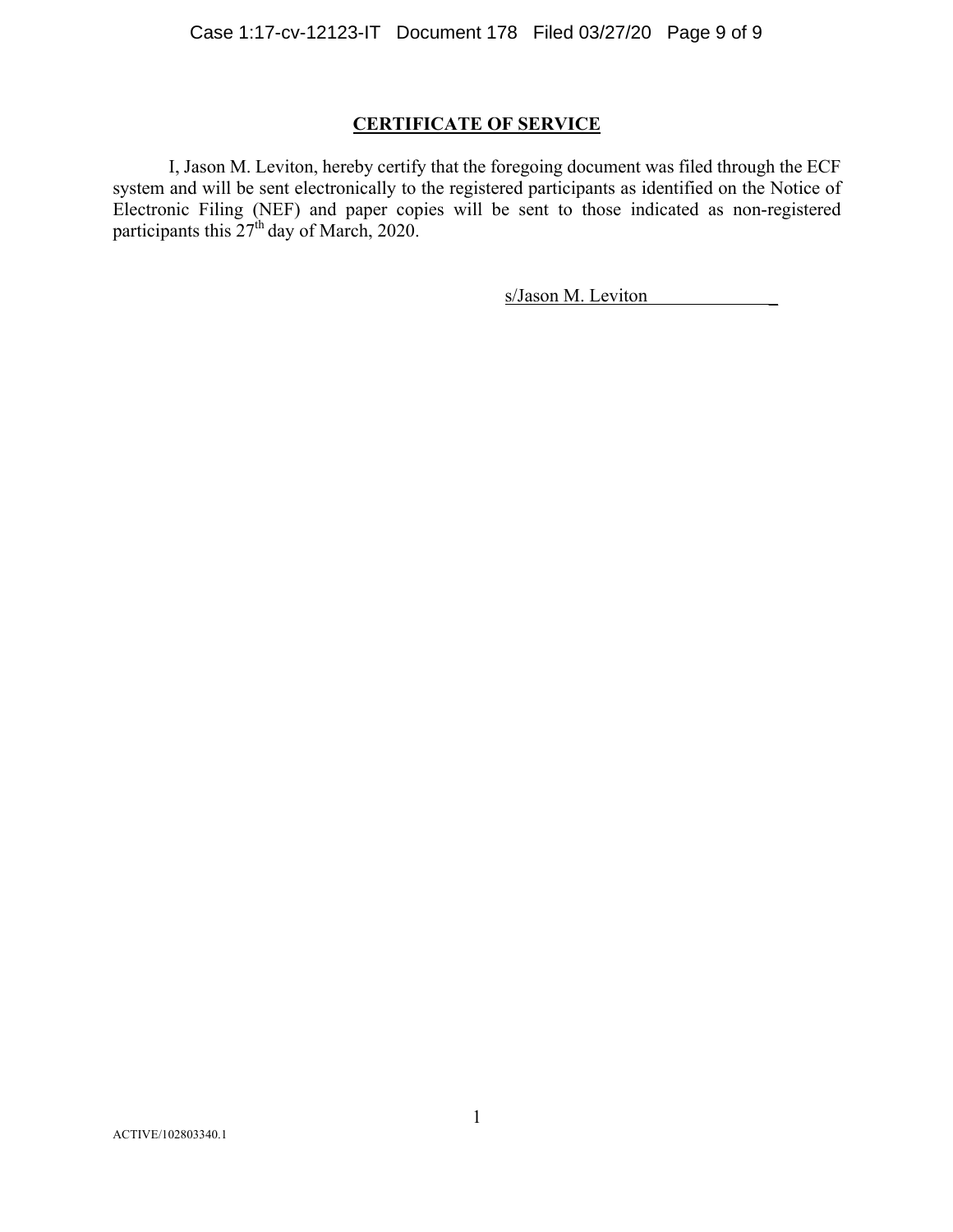## CERTIFICATE OF SERVICE

I, Jason M. Leviton, hereby certify that the foregoing document was filed through the ECF system and will be sent electronically to the registered participants as identified on the Notice of Electronic Filing (NEF) and paper copies will be sent to those indicated as non-registered participants this 27th day of March, 2020.

s/Jason M. Leviton

ACTIVE/102803340.1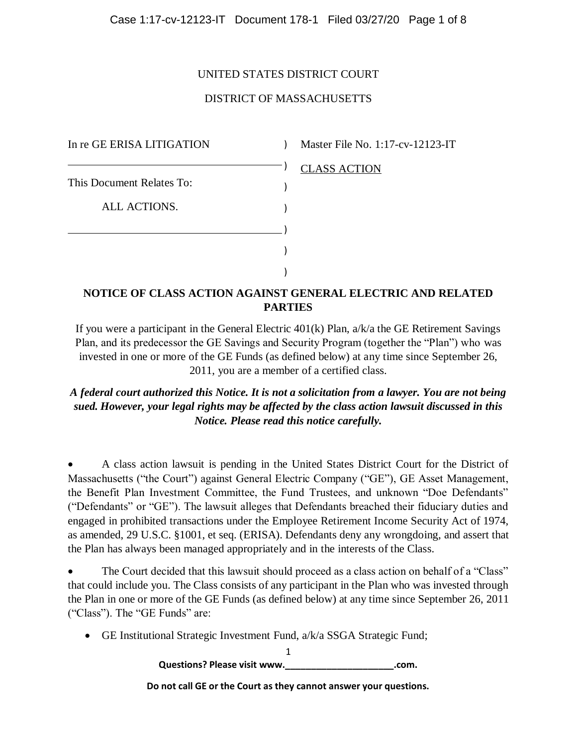UNITED STATES DISTRICT COURT

DISTRICT OF MASSACHUSETTS

| | | |
|---|---|---|
| In re GE ERISA LITIGATION | ) | Master File No. 1:17-cv-12123-IT |
| | ) | CLASS ACTION |
| This Document Relates To: | ) | |
| ALL ACTIONS. | ) | |
| | ) | |
| | ) | |
| | ) | |

## NOTICE OF CLASS ACTION AGAINST GENERAL ELECTRIC AND RELATED PARTIES

If you were a participant in the General Electric 401(k) Plan, a/k/a the GE Retirement Savings Plan, and its predecessor the GE Savings and Security Program (together the "Plan") who was invested in one or more of the GE Funds (as defined below) at any time since September 26, 2011, you are a member of a certified class.

***A federal court authorized this Notice. It is not a solicitation from a lawyer. You are not being sued. However, your legal rights may be affected by the class action lawsuit discussed in this Notice. Please read this notice carefully.***

- A class action lawsuit is pending in the United States District Court for the District of Massachusetts ("the Court") against General Electric Company ("GE"), GE Asset Management, the Benefit Plan Investment Committee, the Fund Trustees, and unknown "Doe Defendants" ("Defendants" or "GE"). The lawsuit alleges that Defendants breached their fiduciary duties and engaged in prohibited transactions under the Employee Retirement Income Security Act of 1974, as amended, 29 U.S.C. §1001, et seq. (ERISA). Defendants deny any wrongdoing, and assert that the Plan has always been managed appropriately and in the interests of the Class.

- The Court decided that this lawsuit should proceed as a class action on behalf of a "Class" that could include you. The Class consists of any participant in the Plan who was invested through the Plan in one or more of the GE Funds (as defined below) at any time since September 26, 2011 ("Class"). The "GE Funds" are:

  - GE Institutional Strategic Investment Fund, a/k/a SSGA Strategic Fund;

**Questions? Please visit www.____________________.com.**

**Do not call GE or the Court as they cannot answer your questions.**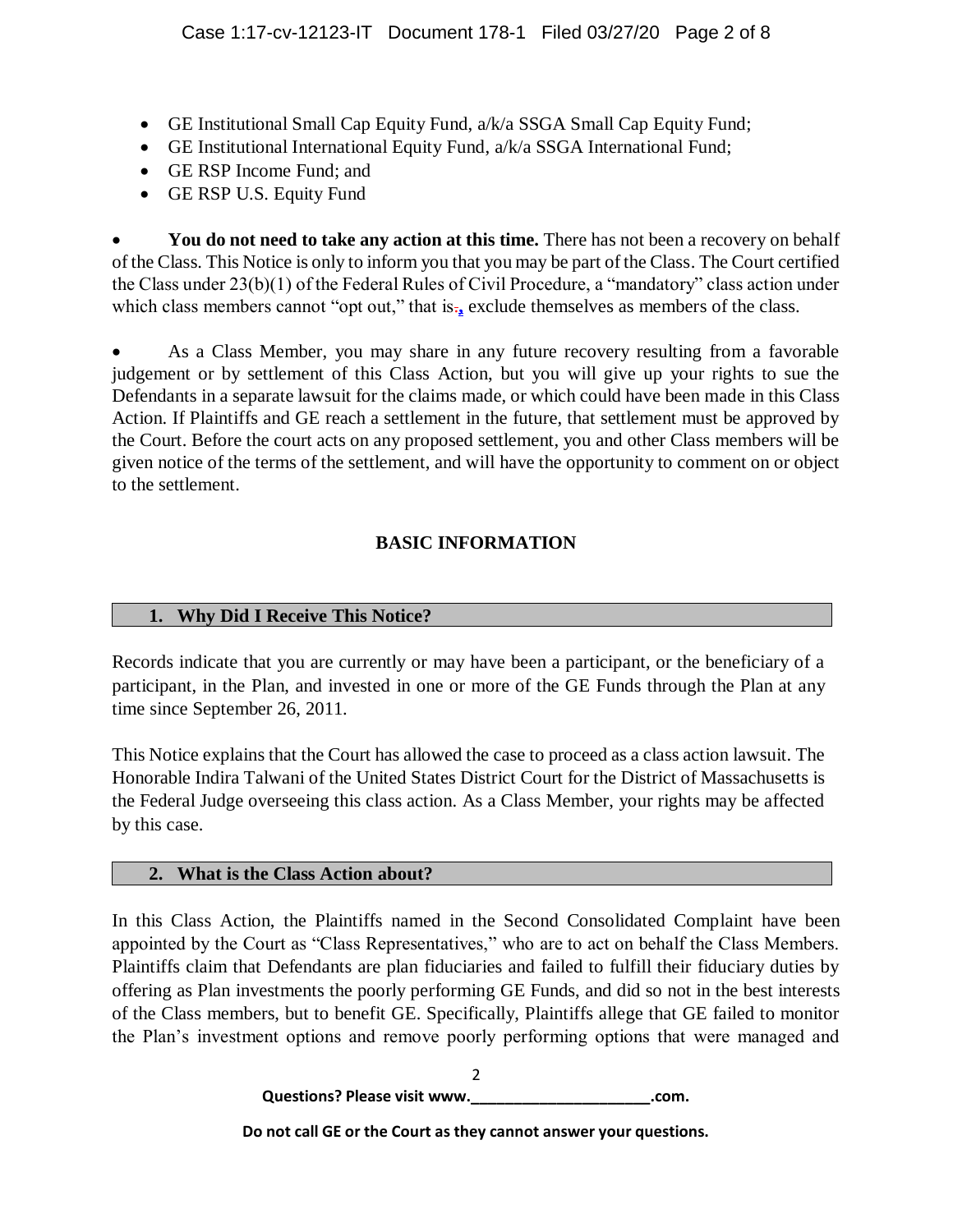- GE Institutional Small Cap Equity Fund, a/k/a SSGA Small Cap Equity Fund;
- GE Institutional International Equity Fund, a/k/a SSGA International Fund;
- GE RSP Income Fund; and
- GE RSP U.S. Equity Fund

- **You do not need to take any action at this time.** There has not been a recovery on behalf of the Class. This Notice is only to inform you that you may be part of the Class. The Court certified the Class under 23(b)(1) of the Federal Rules of Civil Procedure, a "mandatory" class action under which class members cannot "opt out," that is, exclude themselves as members of the class.

- As a Class Member, you may share in any future recovery resulting from a favorable judgement or by settlement of this Class Action, but you will give up your rights to sue the Defendants in a separate lawsuit for the claims made, or which could have been made in this Class Action. If Plaintiffs and GE reach a settlement in the future, that settlement must be approved by the Court. Before the court acts on any proposed settlement, you and other Class members will be given notice of the terms of the settlement, and will have the opportunity to comment on or object to the settlement.

## BASIC INFORMATION

### 1. Why Did I Receive This Notice?

Records indicate that you are currently or may have been a participant, or the beneficiary of a participant, in the Plan, and invested in one or more of the GE Funds through the Plan at any time since September 26, 2011.

This Notice explains that the Court has allowed the case to proceed as a class action lawsuit. The Honorable Indira Talwani of the United States District Court for the District of Massachusetts is the Federal Judge overseeing this class action. As a Class Member, your rights may be affected by this case.

### 2. What is the Class Action about?

In this Class Action, the Plaintiffs named in the Second Consolidated Complaint have been appointed by the Court as "Class Representatives," who are to act on behalf the Class Members. Plaintiffs claim that Defendants are plan fiduciaries and failed to fulfill their fiduciary duties by offering as Plan investments the poorly performing GE Funds, and did so not in the best interests of the Class members, but to benefit GE. Specifically, Plaintiffs allege that GE failed to monitor the Plan's investment options and remove poorly performing options that were managed and

**Questions? Please visit www.____________________.com.**

**Do not call GE or the Court as they cannot answer your questions.**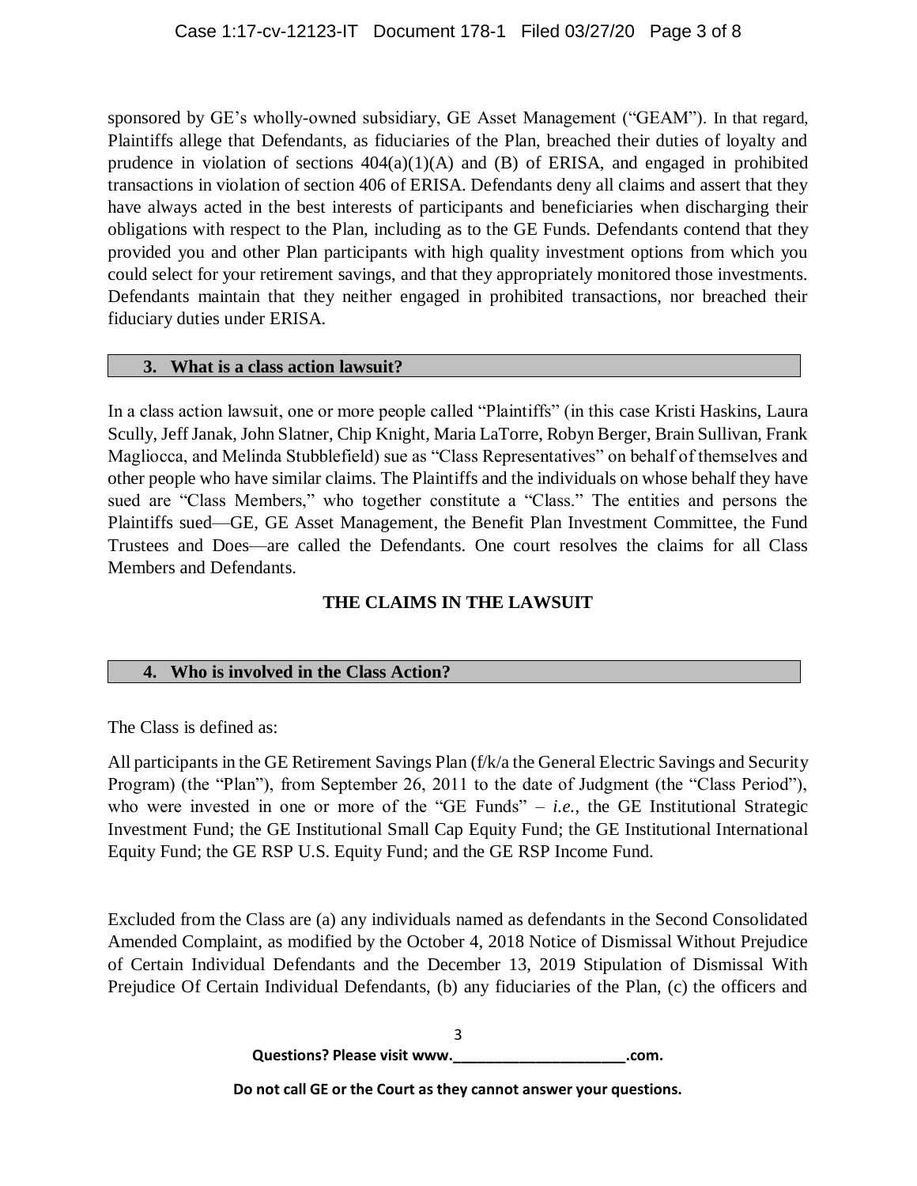sponsored by GE's wholly-owned subsidiary, GE Asset Management ("GEAM"). In that regard, Plaintiffs allege that Defendants, as fiduciaries of the Plan, breached their duties of loyalty and prudence in violation of sections 404(a)(1)(A) and (B) of ERISA, and engaged in prohibited transactions in violation of section 406 of ERISA. Defendants deny all claims and assert that they have always acted in the best interests of participants and beneficiaries when discharging their obligations with respect to the Plan, including as to the GE Funds. Defendants contend that they provided you and other Plan participants with high quality investment options from which you could select for your retirement savings, and that they appropriately monitored those investments. Defendants maintain that they neither engaged in prohibited transactions, nor breached their fiduciary duties under ERISA.

### 3. What is a class action lawsuit?

In a class action lawsuit, one or more people called "Plaintiffs" (in this case Kristi Haskins, Laura Scully, Jeff Janak, John Slatner, Chip Knight, Maria LaTorre, Robyn Berger, Brain Sullivan, Frank Magliocca, and Melinda Stubblefield) sue as "Class Representatives" on behalf of themselves and other people who have similar claims. The Plaintiffs and the individuals on whose behalf they have sued are "Class Members," who together constitute a "Class." The entities and persons the Plaintiffs sued—GE, GE Asset Management, the Benefit Plan Investment Committee, the Fund Trustees and Does—are called the Defendants. One court resolves the claims for all Class Members and Defendants.

## THE CLAIMS IN THE LAWSUIT

### 4. Who is involved in the Class Action?

The Class is defined as:

All participants in the GE Retirement Savings Plan (f/k/a the General Electric Savings and Security Program) (the "Plan"), from September 26, 2011 to the date of Judgment (the "Class Period"), who were invested in one or more of the "GE Funds" – *i.e.*, the GE Institutional Strategic Investment Fund; the GE Institutional Small Cap Equity Fund; the GE Institutional International Equity Fund; the GE RSP U.S. Equity Fund; and the GE RSP Income Fund.

Excluded from the Class are (a) any individuals named as defendants in the Second Consolidated Amended Complaint, as modified by the October 4, 2018 Notice of Dismissal Without Prejudice of Certain Individual Defendants and the December 13, 2019 Stipulation of Dismissal With Prejudice Of Certain Individual Defendants, (b) any fiduciaries of the Plan, (c) the officers and

**Questions? Please visit www.____________________.com.**

**Do not call GE or the Court as they cannot answer your questions.**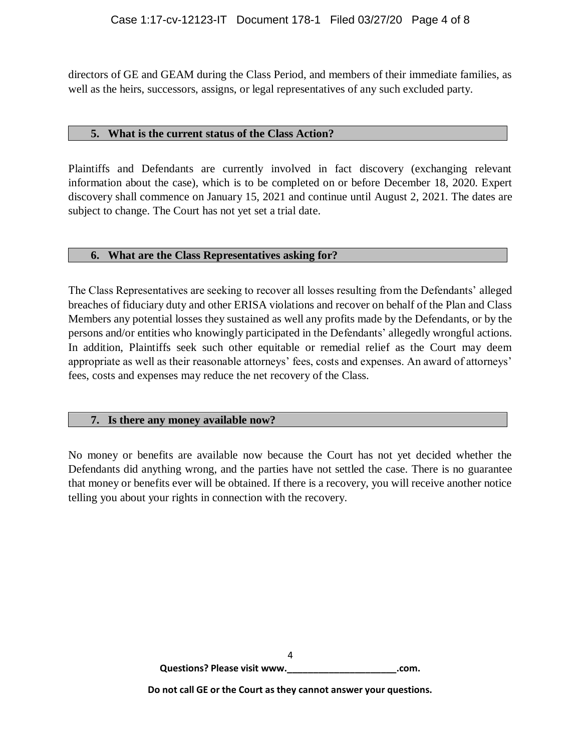directors of GE and GEAM during the Class Period, and members of their immediate families, as well as the heirs, successors, assigns, or legal representatives of any such excluded party.

## 5. What is the current status of the Class Action?

Plaintiffs and Defendants are currently involved in fact discovery (exchanging relevant information about the case), which is to be completed on or before December 18, 2020. Expert discovery shall commence on January 15, 2021 and continue until August 2, 2021. The dates are subject to change. The Court has not yet set a trial date.

## 6. What are the Class Representatives asking for?

The Class Representatives are seeking to recover all losses resulting from the Defendants' alleged breaches of fiduciary duty and other ERISA violations and recover on behalf of the Plan and Class Members any potential losses they sustained as well any profits made by the Defendants, or by the persons and/or entities who knowingly participated in the Defendants' allegedly wrongful actions. In addition, Plaintiffs seek such other equitable or remedial relief as the Court may deem appropriate as well as their reasonable attorneys' fees, costs and expenses. An award of attorneys' fees, costs and expenses may reduce the net recovery of the Class.

## 7. Is there any money available now?

No money or benefits are available now because the Court has not yet decided whether the Defendants did anything wrong, and the parties have not settled the case. There is no guarantee that money or benefits ever will be obtained. If there is a recovery, you will receive another notice telling you about your rights in connection with the recovery.

**Questions? Please visit www.____________________.com.**

**Do not call GE or the Court as they cannot answer your questions.**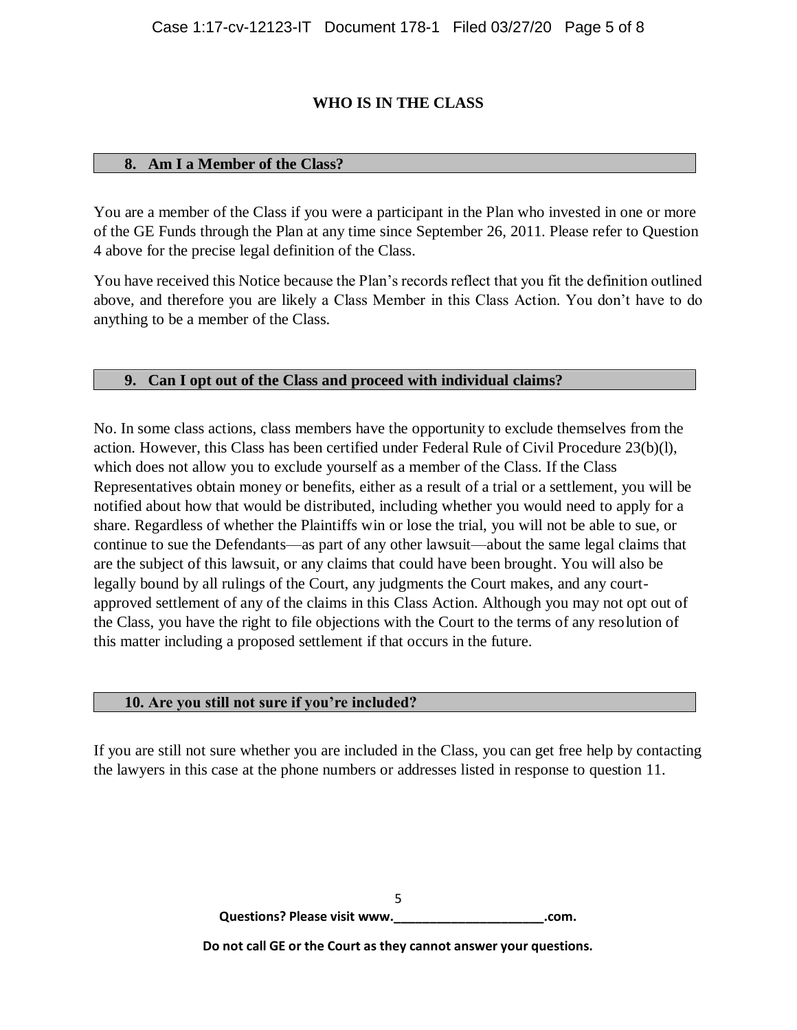## WHO IS IN THE CLASS

### 8. Am I a Member of the Class?

You are a member of the Class if you were a participant in the Plan who invested in one or more of the GE Funds through the Plan at any time since September 26, 2011. Please refer to Question 4 above for the precise legal definition of the Class.

You have received this Notice because the Plan's records reflect that you fit the definition outlined above, and therefore you are likely a Class Member in this Class Action. You don't have to do anything to be a member of the Class.

### 9. Can I opt out of the Class and proceed with individual claims?

No. In some class actions, class members have the opportunity to exclude themselves from the action. However, this Class has been certified under Federal Rule of Civil Procedure 23(b)(l), which does not allow you to exclude yourself as a member of the Class. If the Class Representatives obtain money or benefits, either as a result of a trial or a settlement, you will be notified about how that would be distributed, including whether you would need to apply for a share. Regardless of whether the Plaintiffs win or lose the trial, you will not be able to sue, or continue to sue the Defendants—as part of any other lawsuit—about the same legal claims that are the subject of this lawsuit, or any claims that could have been brought. You will also be legally bound by all rulings of the Court, any judgments the Court makes, and any court-approved settlement of any of the claims in this Class Action. Although you may not opt out of the Class, you have the right to file objections with the Court to the terms of any resolution of this matter including a proposed settlement if that occurs in the future.

### 10. Are you still not sure if you're included?

If you are still not sure whether you are included in the Class, you can get free help by contacting the lawyers in this case at the phone numbers or addresses listed in response to question 11.

**Questions? Please visit www.\_\_\_\_\_\_\_\_\_\_\_\_\_\_\_\_\_\_\_\_\_.com.**

**Do not call GE or the Court as they cannot answer your questions.**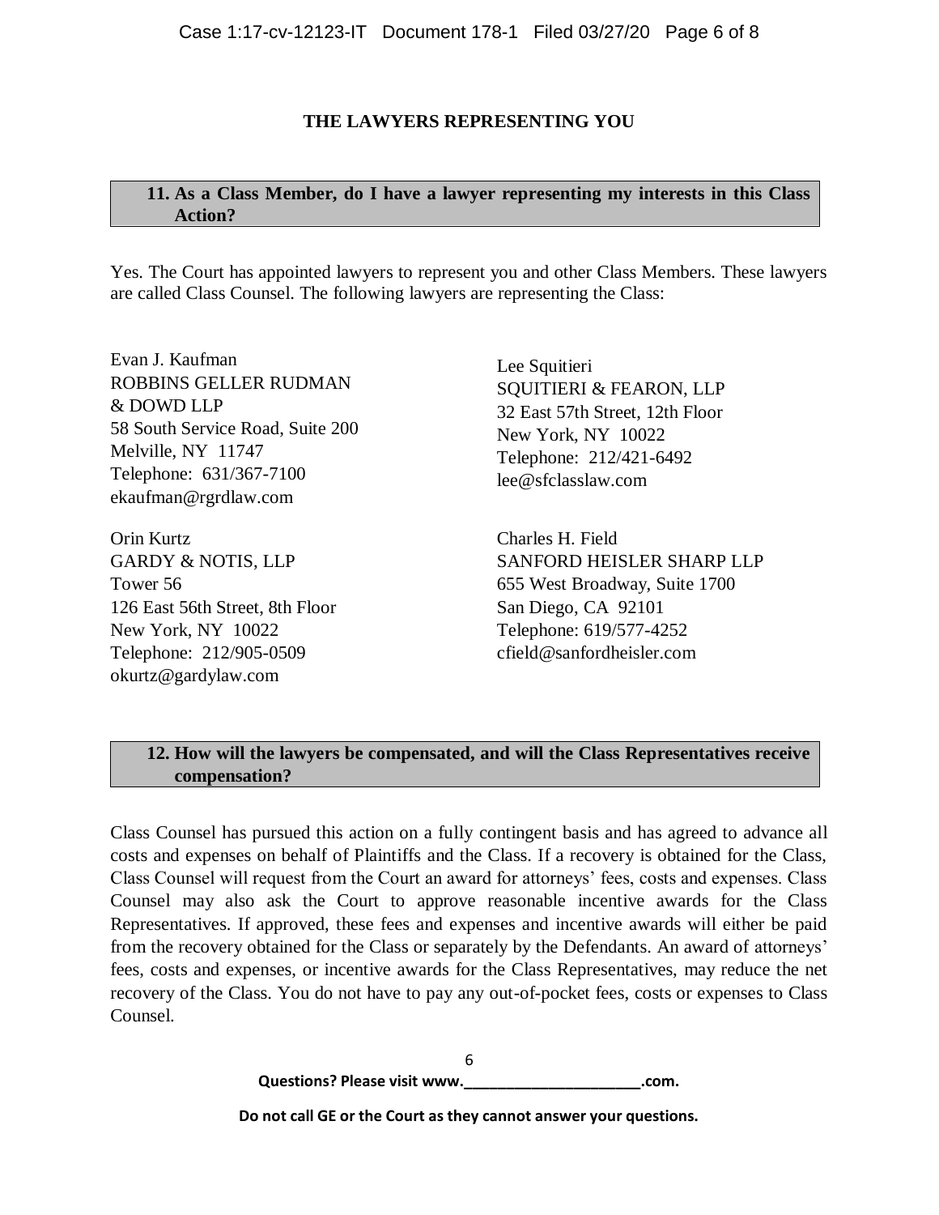## THE LAWYERS REPRESENTING YOU

### 11. As a Class Member, do I have a lawyer representing my interests in this Class Action?

Yes. The Court has appointed lawyers to represent you and other Class Members. These lawyers are called Class Counsel. The following lawyers are representing the Class:

Evan J. Kaufman
ROBBINS GELLER RUDMAN & DOWD LLP
58 South Service Road, Suite 200
Melville, NY 11747
Telephone: 631/367-7100
ekaufman@rgrdlaw.com

Orin Kurtz
GARDY & NOTIS, LLP
Tower 56
126 East 56th Street, 8th Floor
New York, NY 10022
Telephone: 212/905-0509
okurtz@gardylaw.com

Lee Squitieri
SQUITIERI & FEARON, LLP
32 East 57th Street, 12th Floor
New York, NY 10022
Telephone: 212/421-6492
lee@sfclasslaw.com

Charles H. Field
SANFORD HEISLER SHARP LLP
655 West Broadway, Suite 1700
San Diego, CA 92101
Telephone: 619/577-4252
cfield@sanfordheisler.com

### 12. How will the lawyers be compensated, and will the Class Representatives receive compensation?

Class Counsel has pursued this action on a fully contingent basis and has agreed to advance all costs and expenses on behalf of Plaintiffs and the Class. If a recovery is obtained for the Class, Class Counsel will request from the Court an award for attorneys' fees, costs and expenses. Class Counsel may also ask the Court to approve reasonable incentive awards for the Class Representatives. If approved, these fees and expenses and incentive awards will either be paid from the recovery obtained for the Class or separately by the Defendants. An award of attorneys' fees, costs and expenses, or incentive awards for the Class Representatives, may reduce the net recovery of the Class. You do not have to pay any out-of-pocket fees, costs or expenses to Class Counsel.

**Questions? Please visit www.____________________.com.**

**Do not call GE or the Court as they cannot answer your questions.**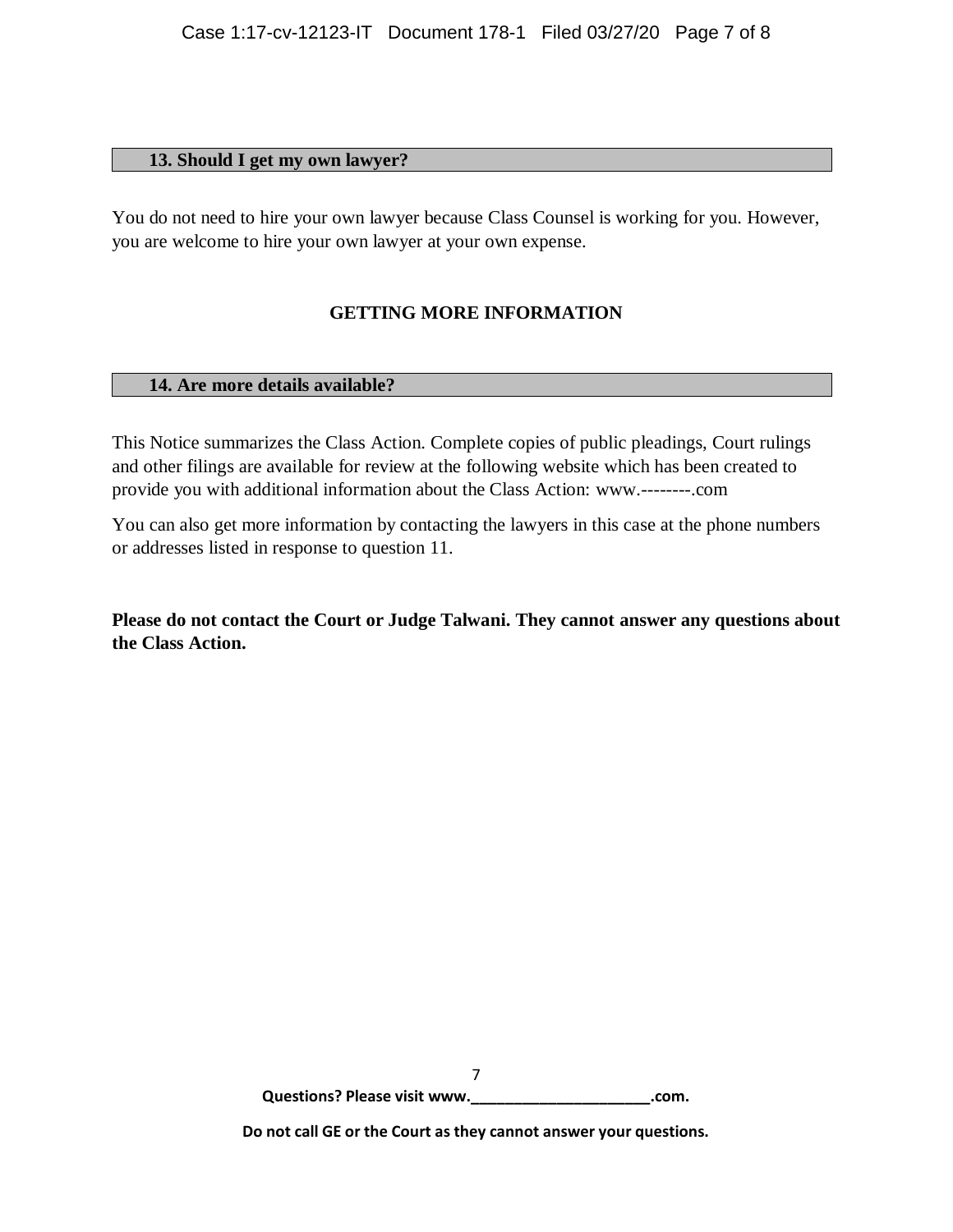### 13. Should I get my own lawyer?

You do not need to hire your own lawyer because Class Counsel is working for you. However, you are welcome to hire your own lawyer at your own expense.

## GETTING MORE INFORMATION

### 14. Are more details available?

This Notice summarizes the Class Action. Complete copies of public pleadings, Court rulings and other filings are available for review at the following website which has been created to provide you with additional information about the Class Action: www.---------.com

You can also get more information by contacting the lawyers in this case at the phone numbers or addresses listed in response to question 11.

**Please do not contact the Court or Judge Talwani. They cannot answer any questions about the Class Action.**

**Questions? Please visit www.______________________.com.**

**Do not call GE or the Court as they cannot answer your questions.**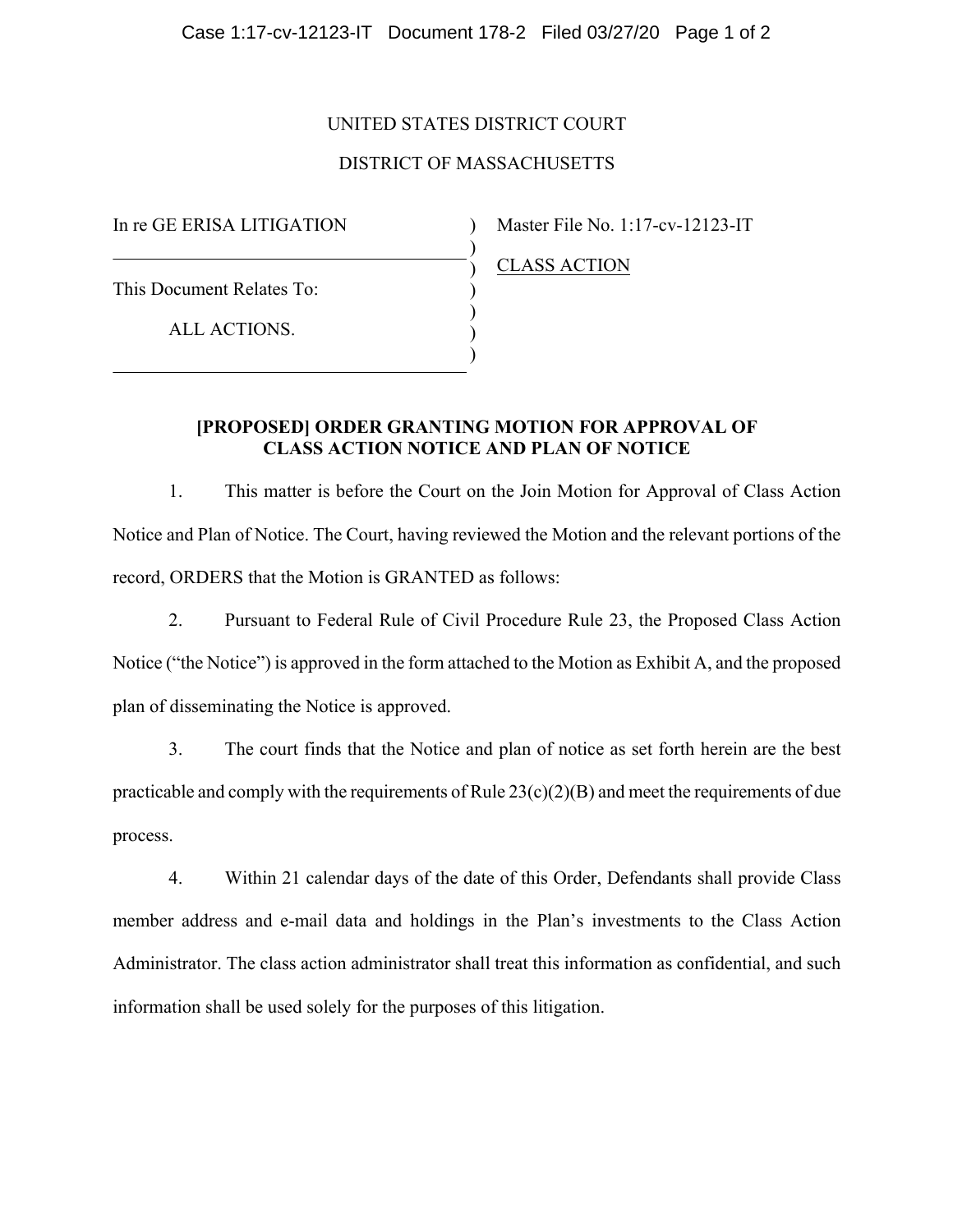UNITED STATES DISTRICT COURT

DISTRICT OF MASSACHUSETTS

In re GE ERISA LITIGATION

This Document Relates To:

ALL ACTIONS.

Master File No. 1:17-cv-12123-IT

CLASS ACTION

**[PROPOSED] ORDER GRANTING MOTION FOR APPROVAL OF CLASS ACTION NOTICE AND PLAN OF NOTICE**

1. This matter is before the Court on the Join Motion for Approval of Class Action Notice and Plan of Notice. The Court, having reviewed the Motion and the relevant portions of the record, ORDERS that the Motion is GRANTED as follows:

2. Pursuant to Federal Rule of Civil Procedure Rule 23, the Proposed Class Action Notice ("the Notice") is approved in the form attached to the Motion as Exhibit A, and the proposed plan of disseminating the Notice is approved.

3. The court finds that the Notice and plan of notice as set forth herein are the best practicable and comply with the requirements of Rule 23(c)(2)(B) and meet the requirements of due process.

4. Within 21 calendar days of the date of this Order, Defendants shall provide Class member address and e-mail data and holdings in the Plan's investments to the Class Action Administrator. The class action administrator shall treat this information as confidential, and such information shall be used solely for the purposes of this litigation.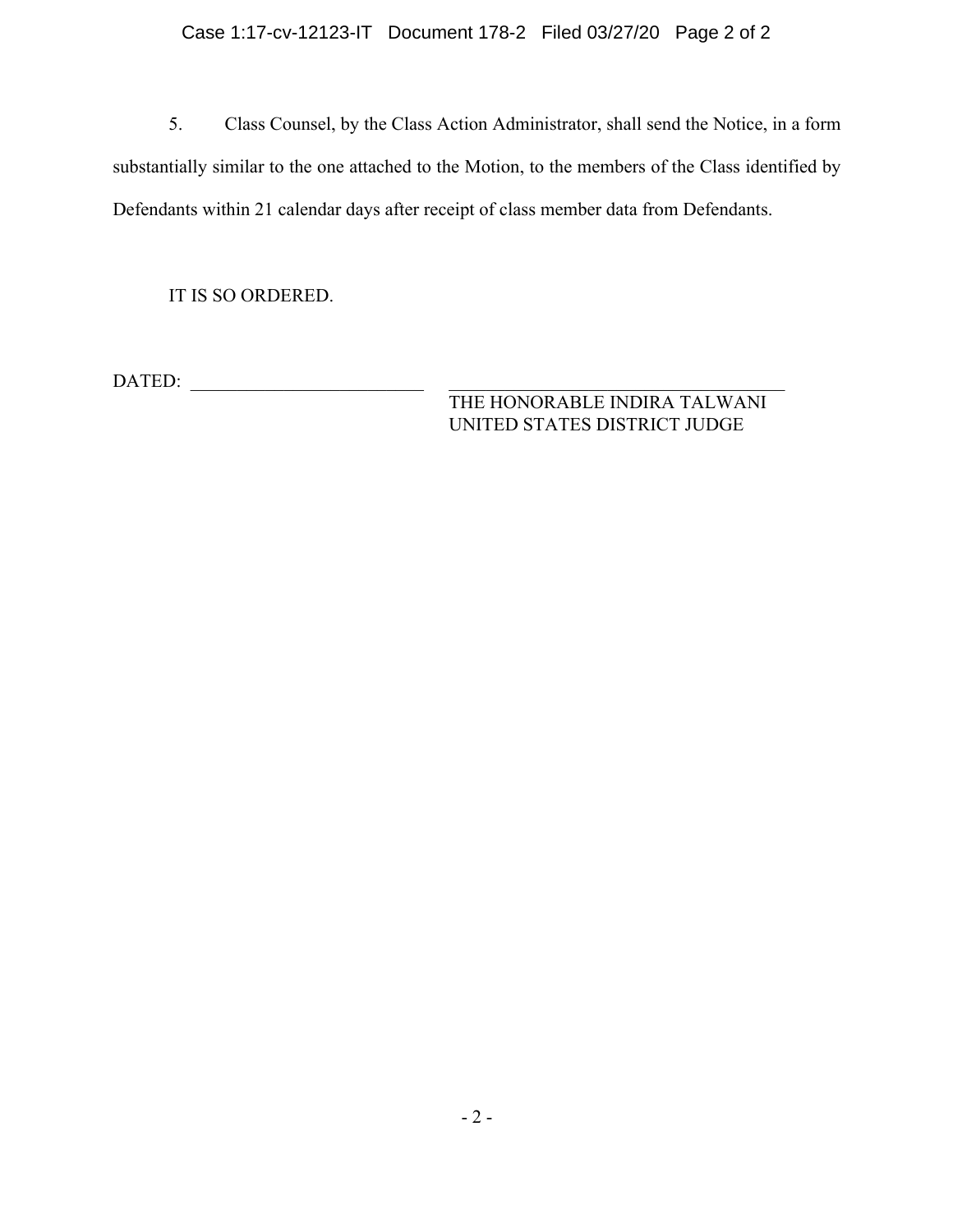5. Class Counsel, by the Class Action Administrator, shall send the Notice, in a form substantially similar to the one attached to the Motion, to the members of the Class identified by Defendants within 21 calendar days after receipt of class member data from Defendants.

IT IS SO ORDERED.

DATED: ________________________ ________________________________

THE HONORABLE INDIRA TALWANI
UNITED STATES DISTRICT JUDGE